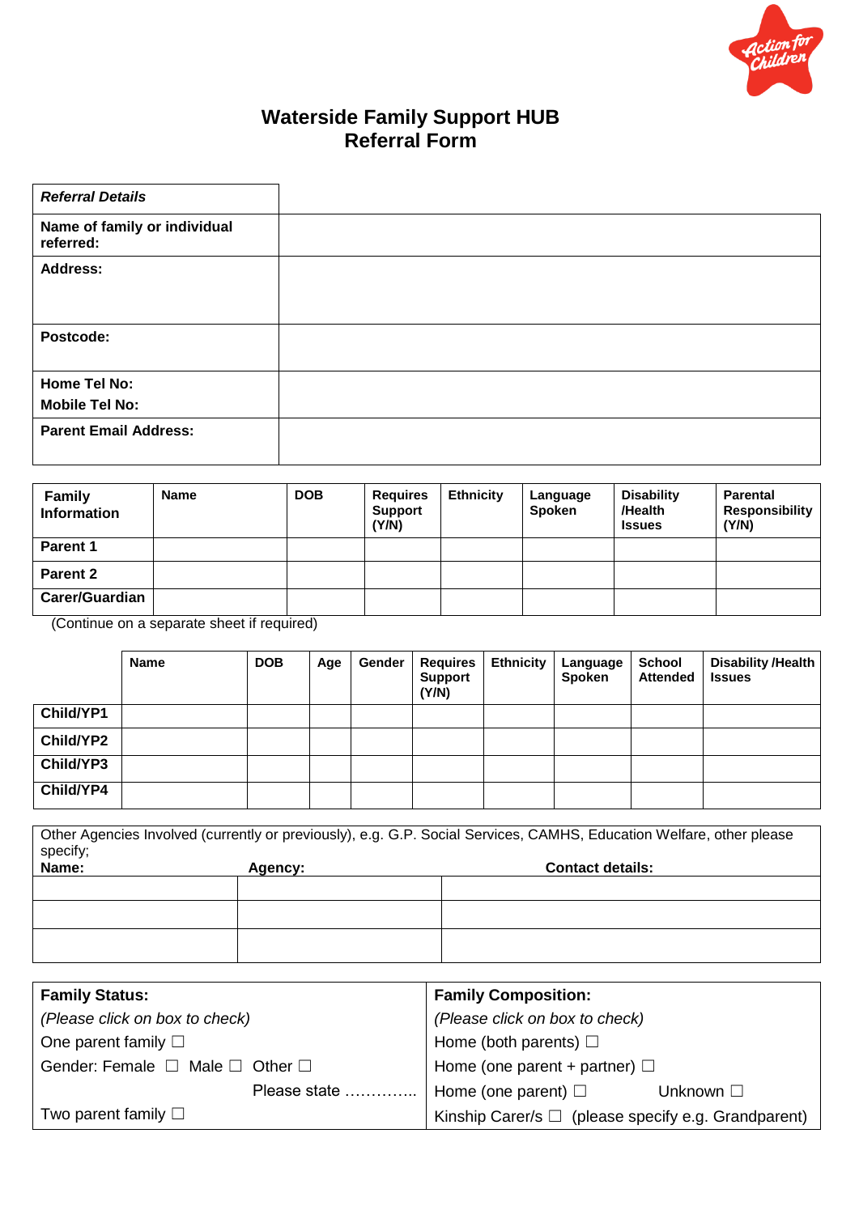# Waterside Family Support HUB
## Referral Form

| ***Referral Details*** | |
|---|---|
| **Name of family or individual referred:** | |
| **Address:** | |
| **Postcode:** | |
| **Home Tel No:**<br>**Mobile Tel No:** | |
| **Parent Email Address:** | |

| **Family Information** | **Name** | **DOB** | **Requires Support (Y/N)** | **Ethnicity** | **Language Spoken** | **Disability /Health Issues** | **Parental Responsibility (Y/N)** |
|---|---|---|---|---|---|---|---|
| **Parent 1** | | | | | | | |
| **Parent 2** | | | | | | | |
| **Carer/Guardian** | | | | | | | |

(Continue on a separate sheet if required)

| | **Name** | **DOB** | **Age** | **Gender** | **Requires Support (Y/N)** | **Ethnicity** | **Language Spoken** | **School Attended** | **Disability /Health Issues** |
|---|---|---|---|---|---|---|---|---|---|
| **Child/YP1** | | | | | | | | | |
| **Child/YP2** | | | | | | | | | |
| **Child/YP3** | | | | | | | | | |
| **Child/YP4** | | | | | | | | | |

Other Agencies Involved (currently or previously), e.g. G.P. Social Services, CAMHS, Education Welfare, other please specify;

| **Name:** | **Agency:** | **Contact details:** |
|---|---|---|
| | | |
| | | |
| | | |

| **Family Status:** | **Family Composition:** |
|---|---|
| *(Please click on box to check)* | *(Please click on box to check)* |
| One parent family ☐ | Home (both parents) ☐ |
| Gender: Female ☐ Male ☐ Other ☐ | Home (one parent + partner) ☐ |
| Please state ………….. | Home (one parent) ☐ Unknown ☐ |
| Two parent family ☐ | Kinship Carer/s ☐ (please specify e.g. Grandparent) |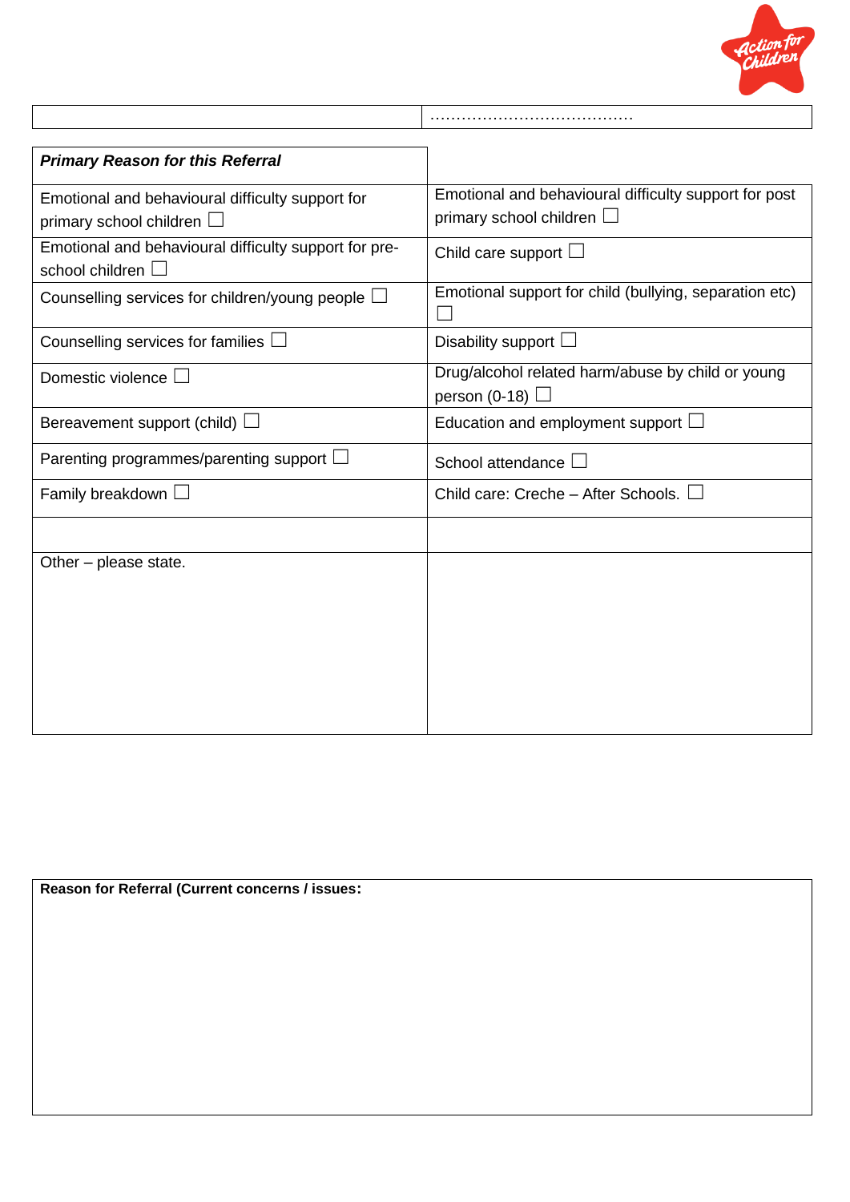| | …………………………………… |
|---|---|

| ***Primary Reason for this Referral*** | |
|---|---|
| Emotional and behavioural difficulty support for primary school children ☐ | Emotional and behavioural difficulty support for post primary school children ☐ |
| Emotional and behavioural difficulty support for pre-school children ☐ | Child care support ☐ |
| Counselling services for children/young people ☐ | Emotional support for child (bullying, separation etc) ☐ |
| Counselling services for families ☐ | Disability support ☐ |
| Domestic violence ☐ | Drug/alcohol related harm/abuse by child or young person (0-18) ☐ |
| Bereavement support (child) ☐ | Education and employment support ☐ |
| Parenting programmes/parenting support ☐ | School attendance ☐ |
| Family breakdown ☐ | Child care: Creche – After Schools. ☐ |
| | |
| Other – please state. | |

| **Reason for Referral (Current concerns / issues:** |
|---|
| |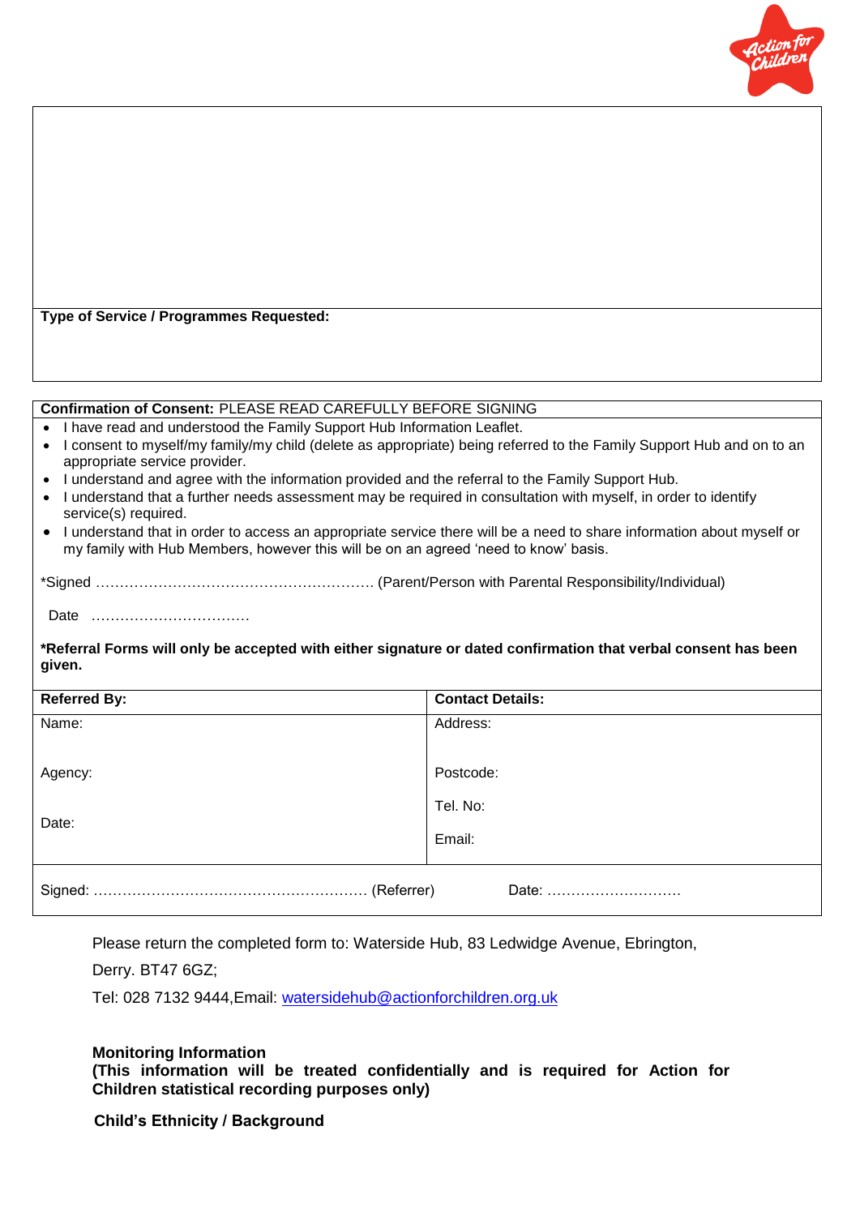**Type of Service / Programmes Requested:**

**Confirmation of Consent:** PLEASE READ CAREFULLY BEFORE SIGNING

- I have read and understood the Family Support Hub Information Leaflet.
- I consent to myself/my family/my child (delete as appropriate) being referred to the Family Support Hub and on to an appropriate service provider.
- I understand and agree with the information provided and the referral to the Family Support Hub.
- I understand that a further needs assessment may be required in consultation with myself, in order to identify service(s) required.
- I understand that in order to access an appropriate service there will be a need to share information about myself or my family with Hub Members, however this will be on an agreed 'need to know' basis.

*Signed ………………………………………………… (Parent/Person with Parental Responsibility/Individual)

Date ……………………………

***Referral Forms will only be accepted with either signature or dated confirmation that verbal consent has been given.**

| **Referred By:** | **Contact Details:** |
|---|---|
| Name: | Address: |
| Agency: | Postcode: |
| Date: | Tel. No: |
| | Email: |

Signed: ………………………………………………… (Referrer) Date: ……………………….

Please return the completed form to: Waterside Hub, 83 Ledwidge Avenue, Ebrington, Derry. BT47 6GZ;

Tel: 028 7132 9444,Email: watersidehub@actionforchildren.org.uk

**Monitoring Information**
**(This information will be treated confidentially and is required for Action for Children statistical recording purposes only)**

**Child's Ethnicity / Background**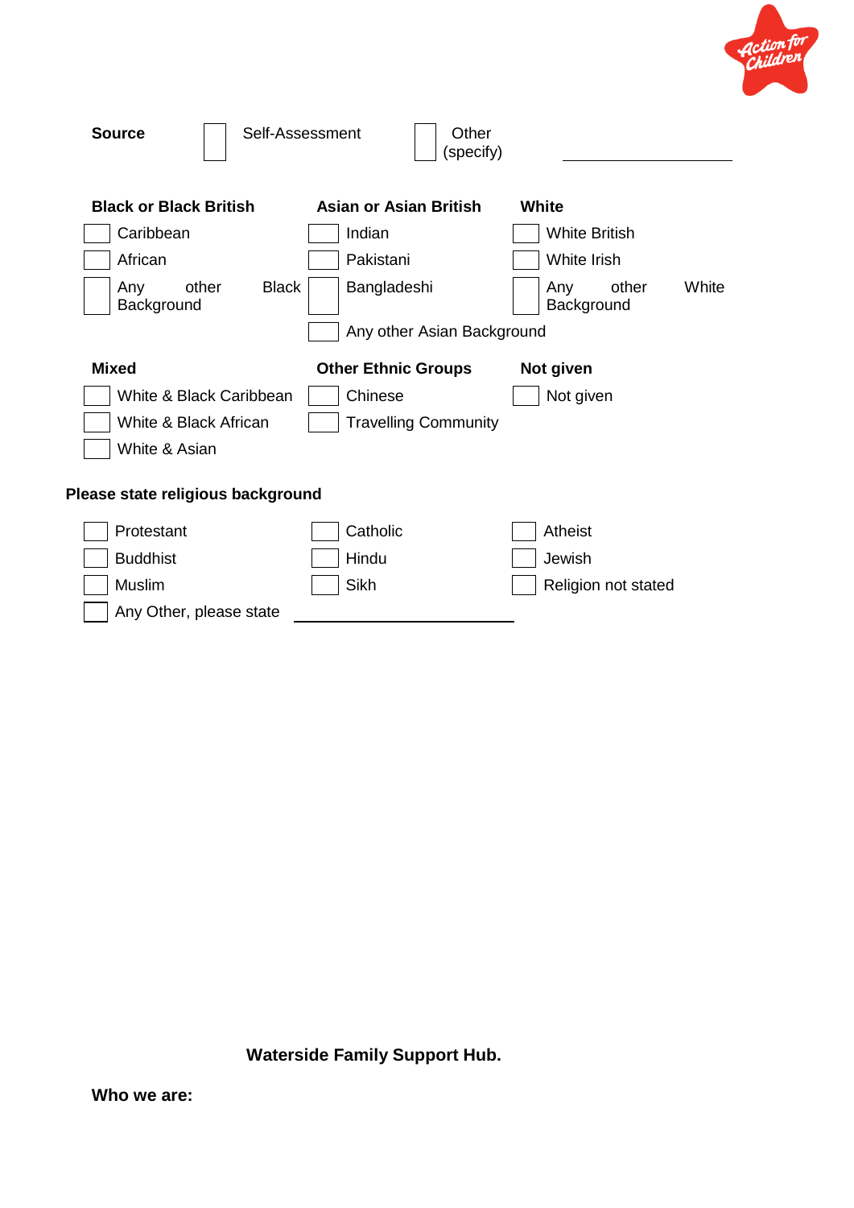**Source** ☐ Self-Assessment ☐ Other (specify) ____________________

| **Black or Black British** | **Asian or Asian British** | **White** |
|---|---|---|
| ☐ Caribbean | ☐ Indian | ☐ White British |
| ☐ African | ☐ Pakistani | ☐ White Irish |
| ☐ Any other Black Background | ☐ Bangladeshi | ☐ Any other White Background |
| | ☐ Any other Asian Background | |

| **Mixed** | **Other Ethnic Groups** | **Not given** |
|---|---|---|
| ☐ White & Black Caribbean | ☐ Chinese | ☐ Not given |
| ☐ White & Black African | ☐ Travelling Community | |
| ☐ White & Asian | | |

**Please state religious background**

| | | |
|---|---|---|
| ☐ Protestant | ☐ Catholic | ☐ Atheist |
| ☐ Buddhist | ☐ Hindu | ☐ Jewish |
| ☐ Muslim | ☐ Sikh | ☐ Religion not stated |

☐ Any Other, please state ____________________

**Waterside Family Support Hub.**

**Who we are:**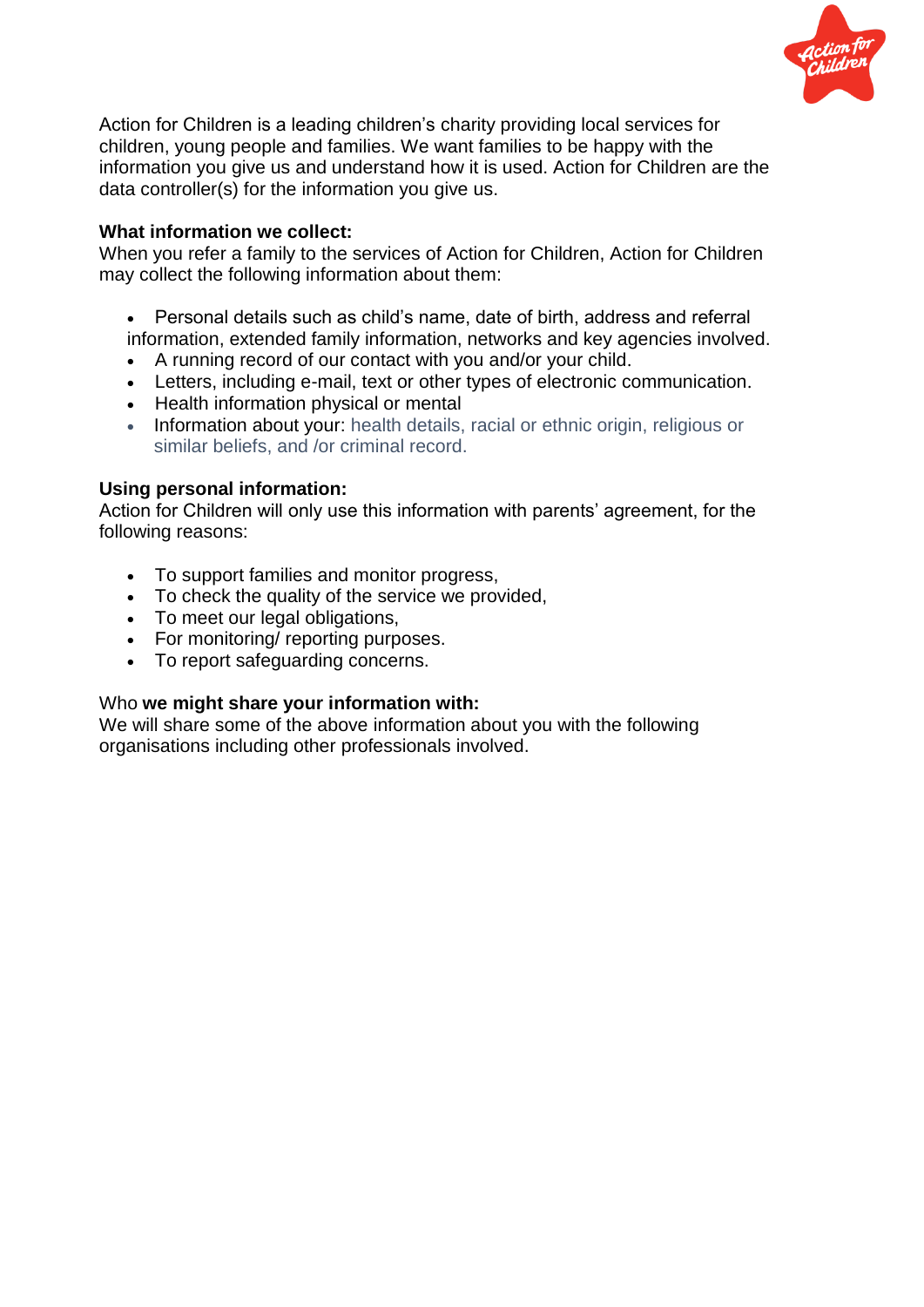Action for Children is a leading children's charity providing local services for children, young people and families. We want families to be happy with the information you give us and understand how it is used. Action for Children are the data controller(s) for the information you give us.

**What information we collect:**
When you refer a family to the services of Action for Children, Action for Children may collect the following information about them:

- Personal details such as child's name, date of birth, address and referral information, extended family information, networks and key agencies involved.
- A running record of our contact with you and/or your child.
- Letters, including e-mail, text or other types of electronic communication.
- Health information physical or mental
- Information about your: health details, racial or ethnic origin, religious or similar beliefs, and /or criminal record.

**Using personal information:**
Action for Children will only use this information with parents' agreement, for the following reasons:

- To support families and monitor progress,
- To check the quality of the service we provided,
- To meet our legal obligations,
- For monitoring/ reporting purposes.
- To report safeguarding concerns.

Who **we might share your information with:**
We will share some of the above information about you with the following organisations including other professionals involved.